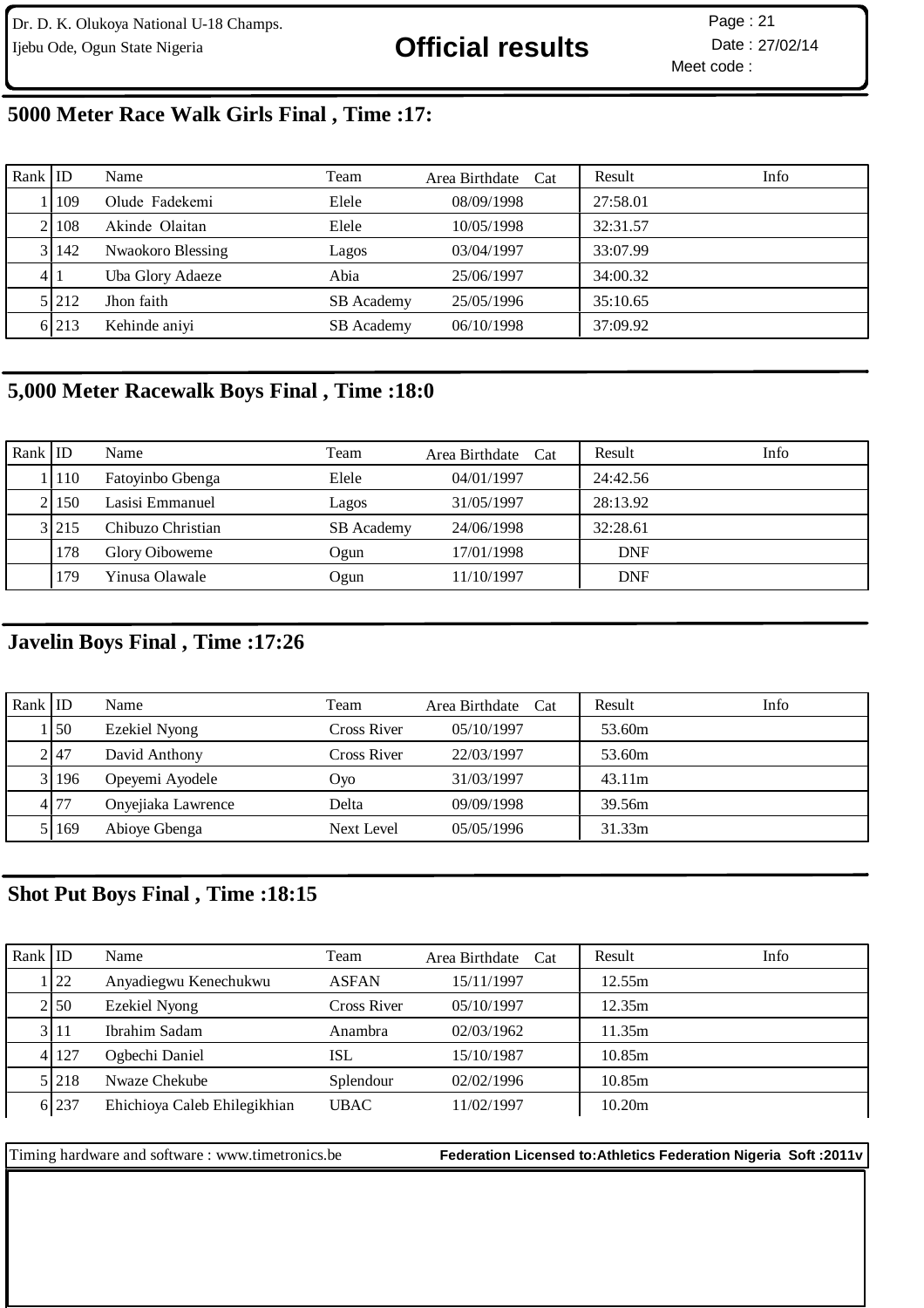Dr. D. K. Olukoya National U-18 Champs.
Ijebu Ode, Ogun State Nigeria

# Official results

Page : 21
Date : 27/02/14
Meet code :

## 5000 Meter Race Walk Girls Final , Time :17:

| Rank | ID | Name | Team | Area Birthdate | Cat | Result | Info |
|---|---|---|---|---|---|---|---|
| 1 | 109 | Olude Fadekemi | Elele | 08/09/1998 | | 27:58.01 | |
| 2 | 108 | Akinde Olaitan | Elele | 10/05/1998 | | 32:31.57 | |
| 3 | 142 | Nwaokoro Blessing | Lagos | 03/04/1997 | | 33:07.99 | |
| 4 | 1 | Uba Glory Adaeze | Abia | 25/06/1997 | | 34:00.32 | |
| 5 | 212 | Jhon faith | SB Academy | 25/05/1996 | | 35:10.65 | |
| 6 | 213 | Kehinde aniyi | SB Academy | 06/10/1998 | | 37:09.92 | |

## 5,000 Meter Racewalk Boys Final , Time :18:0

| Rank | ID | Name | Team | Area Birthdate | Cat | Result | Info |
|---|---|---|---|---|---|---|---|
| 1 | 110 | Fatoyinbo Gbenga | Elele | 04/01/1997 | | 24:42.56 | |
| 2 | 150 | Lasisi Emmanuel | Lagos | 31/05/1997 | | 28:13.92 | |
| 3 | 215 | Chibuzo Christian | SB Academy | 24/06/1998 | | 32:28.61 | |
| | 178 | Glory Oiboweme | Ogun | 17/01/1998 | | DNF | |
| | 179 | Yinusa Olawale | Ogun | 11/10/1997 | | DNF | |

## Javelin Boys Final , Time :17:26

| Rank | ID | Name | Team | Area Birthdate | Cat | Result | Info |
|---|---|---|---|---|---|---|---|
| 1 | 50 | Ezekiel Nyong | Cross River | 05/10/1997 | | 53.60m | |
| 2 | 47 | David Anthony | Cross River | 22/03/1997 | | 53.60m | |
| 3 | 196 | Opeyemi Ayodele | Oyo | 31/03/1997 | | 43.11m | |
| 4 | 77 | Onyejiaka Lawrence | Delta | 09/09/1998 | | 39.56m | |
| 5 | 169 | Abioye Gbenga | Next Level | 05/05/1996 | | 31.33m | |

## Shot Put Boys Final , Time :18:15

| Rank | ID | Name | Team | Area Birthdate | Cat | Result | Info |
|---|---|---|---|---|---|---|---|
| 1 | 22 | Anyadiegwu Kenechukwu | ASFAN | 15/11/1997 | | 12.55m | |
| 2 | 50 | Ezekiel Nyong | Cross River | 05/10/1997 | | 12.35m | |
| 3 | 11 | Ibrahim Sadam | Anambra | 02/03/1962 | | 11.35m | |
| 4 | 127 | Ogbechi Daniel | ISL | 15/10/1987 | | 10.85m | |
| 5 | 218 | Nwaze Chekube | Splendour | 02/02/1996 | | 10.85m | |
| 6 | 237 | Ehichioya Caleb Ehilegikhian | UBAC | 11/02/1997 | | 10.20m | |

Timing hardware and software : www.timetronics.be **Federation Licensed to:Athletics Federation Nigeria Soft :2011v**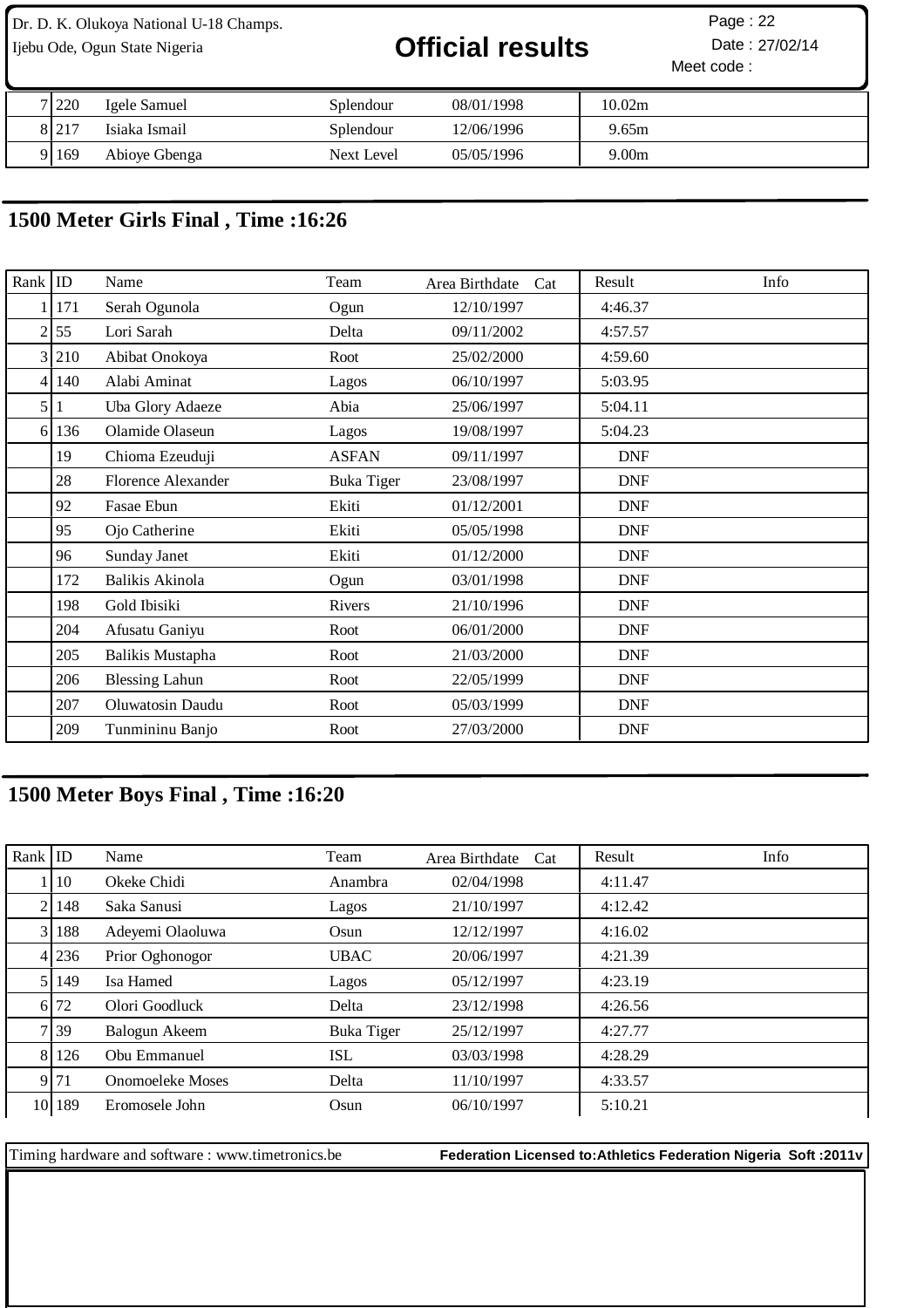| Rank | ID | Name | Team | Area Birthdate | Cat | Result | Info |
|---|---|---|---|---|---|---|---|
| 7 | 220 | Igele Samuel | Splendour | 08/01/1998 | | 10.02m | |
| 8 | 217 | Isiaka Ismail | Splendour | 12/06/1996 | | 9.65m | |
| 9 | 169 | Abioye Gbenga | Next Level | 05/05/1996 | | 9.00m | |

## 1500 Meter Girls Final , Time :16:26

| Rank | ID | Name | Team | Area Birthdate | Cat | Result | Info |
|---|---|---|---|---|---|---|---|
| 1 | 171 | Serah Ogunola | Ogun | 12/10/1997 | | 4:46.37 | |
| 2 | 55 | Lori Sarah | Delta | 09/11/2002 | | 4:57.57 | |
| 3 | 210 | Abibat Onokoya | Root | 25/02/2000 | | 4:59.60 | |
| 4 | 140 | Alabi Aminat | Lagos | 06/10/1997 | | 5:03.95 | |
| 5 | 1 | Uba Glory Adaeze | Abia | 25/06/1997 | | 5:04.11 | |
| 6 | 136 | Olamide Olaseun | Lagos | 19/08/1997 | | 5:04.23 | |
| | 19 | Chioma Ezeuduji | ASFAN | 09/11/1997 | | DNF | |
| | 28 | Florence Alexander | Buka Tiger | 23/08/1997 | | DNF | |
| | 92 | Fasae Ebun | Ekiti | 01/12/2001 | | DNF | |
| | 95 | Ojo Catherine | Ekiti | 05/05/1998 | | DNF | |
| | 96 | Sunday Janet | Ekiti | 01/12/2000 | | DNF | |
| | 172 | Balikis Akinola | Ogun | 03/01/1998 | | DNF | |
| | 198 | Gold Ibisiki | Rivers | 21/10/1996 | | DNF | |
| | 204 | Afusatu Ganiyu | Root | 06/01/2000 | | DNF | |
| | 205 | Balikis Mustapha | Root | 21/03/2000 | | DNF | |
| | 206 | Blessing Lahun | Root | 22/05/1999 | | DNF | |
| | 207 | Oluwatosin Daudu | Root | 05/03/1999 | | DNF | |
| | 209 | Tunmininu Banjo | Root | 27/03/2000 | | DNF | |

## 1500 Meter Boys Final , Time :16:20

| Rank | ID | Name | Team | Area Birthdate | Cat | Result | Info |
|---|---|---|---|---|---|---|---|
| 1 | 10 | Okeke Chidi | Anambra | 02/04/1998 | | 4:11.47 | |
| 2 | 148 | Saka Sanusi | Lagos | 21/10/1997 | | 4:12.42 | |
| 3 | 188 | Adeyemi Olaoluwa | Osun | 12/12/1997 | | 4:16.02 | |
| 4 | 236 | Prior Oghonogor | UBAC | 20/06/1997 | | 4:21.39 | |
| 5 | 149 | Isa Hamed | Lagos | 05/12/1997 | | 4:23.19 | |
| 6 | 72 | Olori Goodluck | Delta | 23/12/1998 | | 4:26.56 | |
| 7 | 39 | Balogun Akeem | Buka Tiger | 25/12/1997 | | 4:27.77 | |
| 8 | 126 | Obu Emmanuel | ISL | 03/03/1998 | | 4:28.29 | |
| 9 | 71 | Onomoeleke Moses | Delta | 11/10/1997 | | 4:33.57 | |
| 10 | 189 | Eromosele John | Osun | 06/10/1997 | | 5:10.21 | |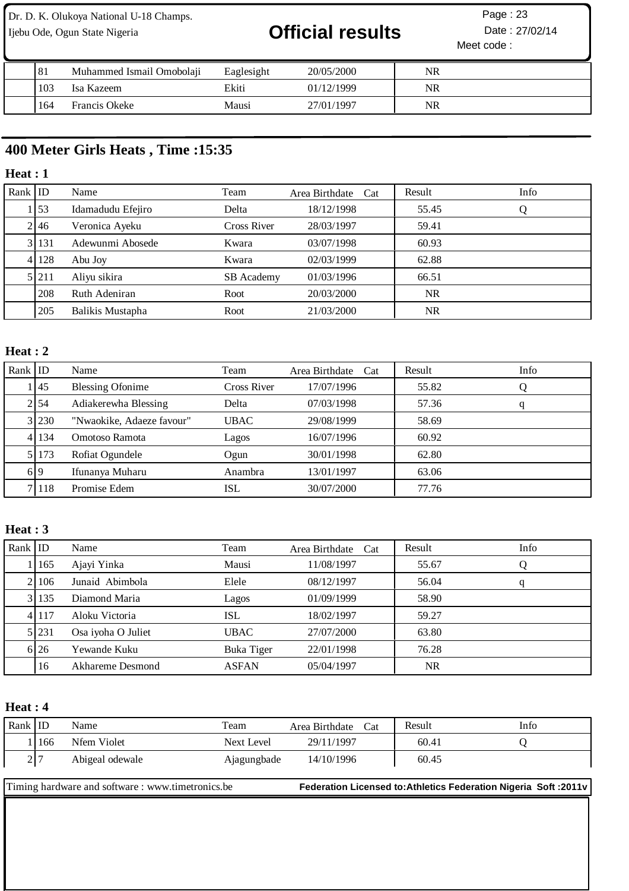| | ID | Name | Team | Birthdate | Result | Info |
|---|---|---|---|---|---|---|
| | 81 | Muhammed Ismail Omobolaji | Eaglesight | 20/05/2000 | NR | |
| | 103 | Isa Kazeem | Ekiti | 01/12/1999 | NR | |
| | 164 | Francis Okeke | Mausi | 27/01/1997 | NR | |

## 400 Meter Girls Heats , Time :15:35

### Heat : 1

| Rank | ID | Name | Team | Area Birthdate | Cat | Result | Info |
|---|---|---|---|---|---|---|---|
| 1 | 53 | Idamadudu Efejiro | Delta | 18/12/1998 | | 55.45 | Q |
| 2 | 46 | Veronica Ayeku | Cross River | 28/03/1997 | | 59.41 | |
| 3 | 131 | Adewunmi Abosede | Kwara | 03/07/1998 | | 60.93 | |
| 4 | 128 | Abu Joy | Kwara | 02/03/1999 | | 62.88 | |
| 5 | 211 | Aliyu sikira | SB Academy | 01/03/1996 | | 66.51 | |
| | 208 | Ruth Adeniran | Root | 20/03/2000 | | NR | |
| | 205 | Balikis Mustapha | Root | 21/03/2000 | | NR | |

### Heat : 2

| Rank | ID | Name | Team | Area Birthdate | Cat | Result | Info |
|---|---|---|---|---|---|---|---|
| 1 | 45 | Blessing Ofonime | Cross River | 17/07/1996 | | 55.82 | Q |
| 2 | 54 | Adiakerewha Blessing | Delta | 07/03/1998 | | 57.36 | q |
| 3 | 230 | "Nwaokike, Adaeze favour" | UBAC | 29/08/1999 | | 58.69 | |
| 4 | 134 | Omotoso Ramota | Lagos | 16/07/1996 | | 60.92 | |
| 5 | 173 | Rofiat Ogundele | Ogun | 30/01/1998 | | 62.80 | |
| 6 | 9 | Ifunanya Muharu | Anambra | 13/01/1997 | | 63.06 | |
| 7 | 118 | Promise Edem | ISL | 30/07/2000 | | 77.76 | |

### Heat : 3

| Rank | ID | Name | Team | Area Birthdate | Cat | Result | Info |
|---|---|---|---|---|---|---|---|
| 1 | 165 | Ajayi Yinka | Mausi | 11/08/1997 | | 55.67 | Q |
| 2 | 106 | Junaid Abimbola | Elele | 08/12/1997 | | 56.04 | q |
| 3 | 135 | Diamond Maria | Lagos | 01/09/1999 | | 58.90 | |
| 4 | 117 | Aloku Victoria | ISL | 18/02/1997 | | 59.27 | |
| 5 | 231 | Osa iyoha O Juliet | UBAC | 27/07/2000 | | 63.80 | |
| 6 | 26 | Yewande Kuku | Buka Tiger | 22/01/1998 | | 76.28 | |
| | 16 | Akhareme Desmond | ASFAN | 05/04/1997 | | NR | |

### Heat : 4

| Rank | ID | Name | Team | Area Birthdate | Cat | Result | Info |
|---|---|---|---|---|---|---|---|
| 1 | 166 | Nfem Violet | Next Level | 29/11/1997 | | 60.41 | Q |
| 2 | 7 | Abigeal odewale | Ajagungbade | 14/10/1996 | | 60.45 | |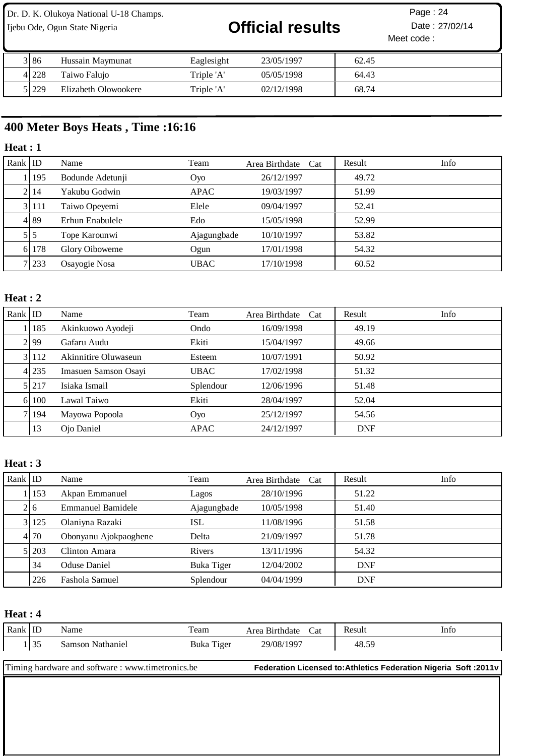| Rank | ID | Name | Team | Area Birthdate | Cat | Result | Info |
|---|---|---|---|---|---|---|---|
| 3 | 86 | Hussain Maymunat | Eaglesight | 23/05/1997 | | 62.45 | |
| 4 | 228 | Taiwo Falujo | Triple 'A' | 05/05/1998 | | 64.43 | |
| 5 | 229 | Elizabeth Olowookere | Triple 'A' | 02/12/1998 | | 68.74 | |

## 400 Meter Boys Heats , Time :16:16

### Heat : 1

| Rank | ID | Name | Team | Area Birthdate | Cat | Result | Info |
|---|---|---|---|---|---|---|---|
| 1 | 195 | Bodunde Adetunji | Oyo | 26/12/1997 | | 49.72 | |
| 2 | 14 | Yakubu Godwin | APAC | 19/03/1997 | | 51.99 | |
| 3 | 111 | Taiwo Opeyemi | Elele | 09/04/1997 | | 52.41 | |
| 4 | 89 | Erhun Enabulele | Edo | 15/05/1998 | | 52.99 | |
| 5 | 5 | Tope Karounwi | Ajagungbade | 10/10/1997 | | 53.82 | |
| 6 | 178 | Glory Oiboweme | Ogun | 17/01/1998 | | 54.32 | |
| 7 | 233 | Osayogie Nosa | UBAC | 17/10/1998 | | 60.52 | |

### Heat : 2

| Rank | ID | Name | Team | Area Birthdate | Cat | Result | Info |
|---|---|---|---|---|---|---|---|
| 1 | 185 | Akinkuowo Ayodeji | Ondo | 16/09/1998 | | 49.19 | |
| 2 | 99 | Gafaru Audu | Ekiti | 15/04/1997 | | 49.66 | |
| 3 | 112 | Akinnitire Oluwaseun | Esteem | 10/07/1991 | | 50.92 | |
| 4 | 235 | Imasuen Samson Osayi | UBAC | 17/02/1998 | | 51.32 | |
| 5 | 217 | Isiaka Ismail | Splendour | 12/06/1996 | | 51.48 | |
| 6 | 100 | Lawal Taiwo | Ekiti | 28/04/1997 | | 52.04 | |
| 7 | 194 | Mayowa Popoola | Oyo | 25/12/1997 | | 54.56 | |
| | 13 | Ojo Daniel | APAC | 24/12/1997 | | DNF | |

### Heat : 3

| Rank | ID | Name | Team | Area Birthdate | Cat | Result | Info |
|---|---|---|---|---|---|---|---|
| 1 | 153 | Akpan Emmanuel | Lagos | 28/10/1996 | | 51.22 | |
| 2 | 6 | Emmanuel Bamidele | Ajagungbade | 10/05/1998 | | 51.40 | |
| 3 | 125 | Olaniyna Razaki | ISL | 11/08/1996 | | 51.58 | |
| 4 | 70 | Obonyanu Ajokpaoghene | Delta | 21/09/1997 | | 51.78 | |
| 5 | 203 | Clinton Amara | Rivers | 13/11/1996 | | 54.32 | |
| | 34 | Oduse Daniel | Buka Tiger | 12/04/2002 | | DNF | |
| | 226 | Fashola Samuel | Splendour | 04/04/1999 | | DNF | |

### Heat : 4

| Rank | ID | Name | Team | Area Birthdate | Cat | Result | Info |
|---|---|---|---|---|---|---|---|
| 1 | 35 | Samson Nathaniel | Buka Tiger | 29/08/1997 | | 48.59 | |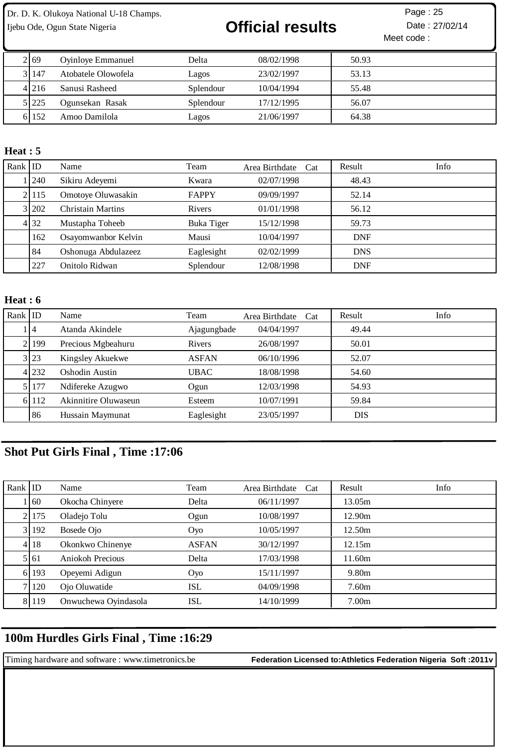| Rank | ID | Name | Team | Area Birthdate | Cat | Result | Info |
|---|---|---|---|---|---|---|---|
| 2 | 69 | Oyinloye Emmanuel | Delta | 08/02/1998 | | 50.93 | |
| 3 | 147 | Atobatele Olowofela | Lagos | 23/02/1997 | | 53.13 | |
| 4 | 216 | Sanusi Rasheed | Splendour | 10/04/1994 | | 55.48 | |
| 5 | 225 | Ogunsekan Rasak | Splendour | 17/12/1995 | | 56.07 | |
| 6 | 152 | Amoo Damilola | Lagos | 21/06/1997 | | 64.38 | |

**Heat : 5**

| Rank | ID | Name | Team | Area Birthdate | Cat | Result | Info |
|---|---|---|---|---|---|---|---|
| 1 | 240 | Sikiru Adeyemi | Kwara | 02/07/1998 | | 48.43 | |
| 2 | 115 | Omotoye Oluwasakin | FAPPY | 09/09/1997 | | 52.14 | |
| 3 | 202 | Christain Martins | Rivers | 01/01/1998 | | 56.12 | |
| 4 | 32 | Mustapha Toheeb | Buka Tiger | 15/12/1998 | | 59.73 | |
| | 162 | Osayomwanbor Kelvin | Mausi | 10/04/1997 | | DNF | |
| | 84 | Oshonuga Abdulazeez | Eaglesight | 02/02/1999 | | DNS | |
| | 227 | Onitolo Ridwan | Splendour | 12/08/1998 | | DNF | |

**Heat : 6**

| Rank | ID | Name | Team | Area Birthdate | Cat | Result | Info |
|---|---|---|---|---|---|---|---|
| 1 | 4 | Atanda Akindele | Ajagungbade | 04/04/1997 | | 49.44 | |
| 2 | 199 | Precious Mgbeahuru | Rivers | 26/08/1997 | | 50.01 | |
| 3 | 23 | Kingsley Akuekwe | ASFAN | 06/10/1996 | | 52.07 | |
| 4 | 232 | Oshodin Austin | UBAC | 18/08/1998 | | 54.60 | |
| 5 | 177 | Ndifereke Azugwo | Ogun | 12/03/1998 | | 54.93 | |
| 6 | 112 | Akinnitire Oluwaseun | Esteem | 10/07/1991 | | 59.84 | |
| | 86 | Hussain Maymunat | Eaglesight | 23/05/1997 | | DIS | |

## Shot Put Girls Final , Time :17:06

| Rank | ID | Name | Team | Area Birthdate | Cat | Result | Info |
|---|---|---|---|---|---|---|---|
| 1 | 60 | Okocha Chinyere | Delta | 06/11/1997 | | 13.05m | |
| 2 | 175 | Oladejo Tolu | Ogun | 10/08/1997 | | 12.90m | |
| 3 | 192 | Bosede Ojo | Oyo | 10/05/1997 | | 12.50m | |
| 4 | 18 | Okonkwo Chinenye | ASFAN | 30/12/1997 | | 12.15m | |
| 5 | 61 | Aniokoh Precious | Delta | 17/03/1998 | | 11.60m | |
| 6 | 193 | Opeyemi Adigun | Oyo | 15/11/1997 | | 9.80m | |
| 7 | 120 | Ojo Oluwatide | ISL | 04/09/1998 | | 7.60m | |
| 8 | 119 | Onwuchewa Oyindasola | ISL | 14/10/1999 | | 7.00m | |

## 100m Hurdles Girls Final , Time :16:29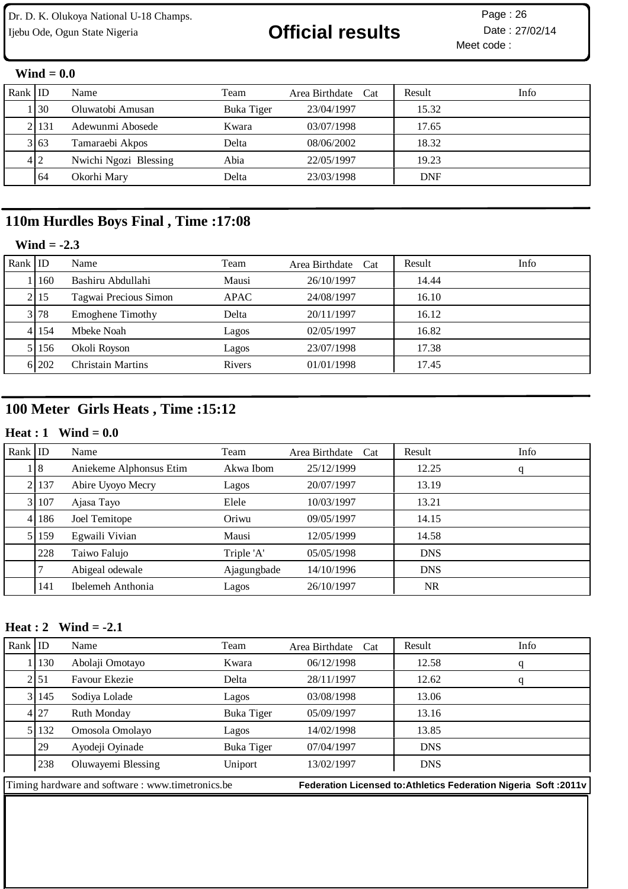**Wind = 0.0**

| Rank | ID | Name | Team | Area Birthdate | Cat | Result | Info |
|---|---|---|---|---|---|---|---|
| 1 | 30 | Oluwatobi Amusan | Buka Tiger | 23/04/1997 | | 15.32 | |
| 2 | 131 | Adewunmi Abosede | Kwara | 03/07/1998 | | 17.65 | |
| 3 | 63 | Tamaraebi Akpos | Delta | 08/06/2002 | | 18.32 | |
| 4 | 2 | Nwichi Ngozi Blessing | Abia | 22/05/1997 | | 19.23 | |
| | 64 | Okorhi Mary | Delta | 23/03/1998 | | DNF | |

## 110m Hurdles Boys Final , Time :17:08

**Wind = -2.3**

| Rank | ID | Name | Team | Area Birthdate | Cat | Result | Info |
|---|---|---|---|---|---|---|---|
| 1 | 160 | Bashiru Abdullahi | Mausi | 26/10/1997 | | 14.44 | |
| 2 | 15 | Tagwai Precious Simon | APAC | 24/08/1997 | | 16.10 | |
| 3 | 78 | Emoghene Timothy | Delta | 20/11/1997 | | 16.12 | |
| 4 | 154 | Mbeke Noah | Lagos | 02/05/1997 | | 16.82 | |
| 5 | 156 | Okoli Royson | Lagos | 23/07/1998 | | 17.38 | |
| 6 | 202 | Christain Martins | Rivers | 01/01/1998 | | 17.45 | |

## 100 Meter Girls Heats , Time :15:12

**Heat : 1 Wind = 0.0**

| Rank | ID | Name | Team | Area Birthdate | Cat | Result | Info |
|---|---|---|---|---|---|---|---|
| 1 | 8 | Aniekeme Alphonsus Etim | Akwa Ibom | 25/12/1999 | | 12.25 | q |
| 2 | 137 | Abire Uyoyo Mecry | Lagos | 20/07/1997 | | 13.19 | |
| 3 | 107 | Ajasa Tayo | Elele | 10/03/1997 | | 13.21 | |
| 4 | 186 | Joel Temitope | Oriwu | 09/05/1997 | | 14.15 | |
| 5 | 159 | Egwaili Vivian | Mausi | 12/05/1999 | | 14.58 | |
| | 228 | Taiwo Falujo | Triple 'A' | 05/05/1998 | | DNS | |
| | 7 | Abigeal odewale | Ajagungbade | 14/10/1996 | | DNS | |
| | 141 | Ibelemeh Anthonia | Lagos | 26/10/1997 | | NR | |

**Heat : 2 Wind = -2.1**

| Rank | ID | Name | Team | Area Birthdate | Cat | Result | Info |
|---|---|---|---|---|---|---|---|
| 1 | 130 | Abolaji Omotayo | Kwara | 06/12/1998 | | 12.58 | q |
| 2 | 51 | Favour Ekezie | Delta | 28/11/1997 | | 12.62 | q |
| 3 | 145 | Sodiya Lolade | Lagos | 03/08/1998 | | 13.06 | |
| 4 | 27 | Ruth Monday | Buka Tiger | 05/09/1997 | | 13.16 | |
| 5 | 132 | Omosola Omolayo | Lagos | 14/02/1998 | | 13.85 | |
| | 29 | Ayodeji Oyinade | Buka Tiger | 07/04/1997 | | DNS | |
| | 238 | Oluwayemi Blessing | Uniport | 13/02/1997 | | DNS | |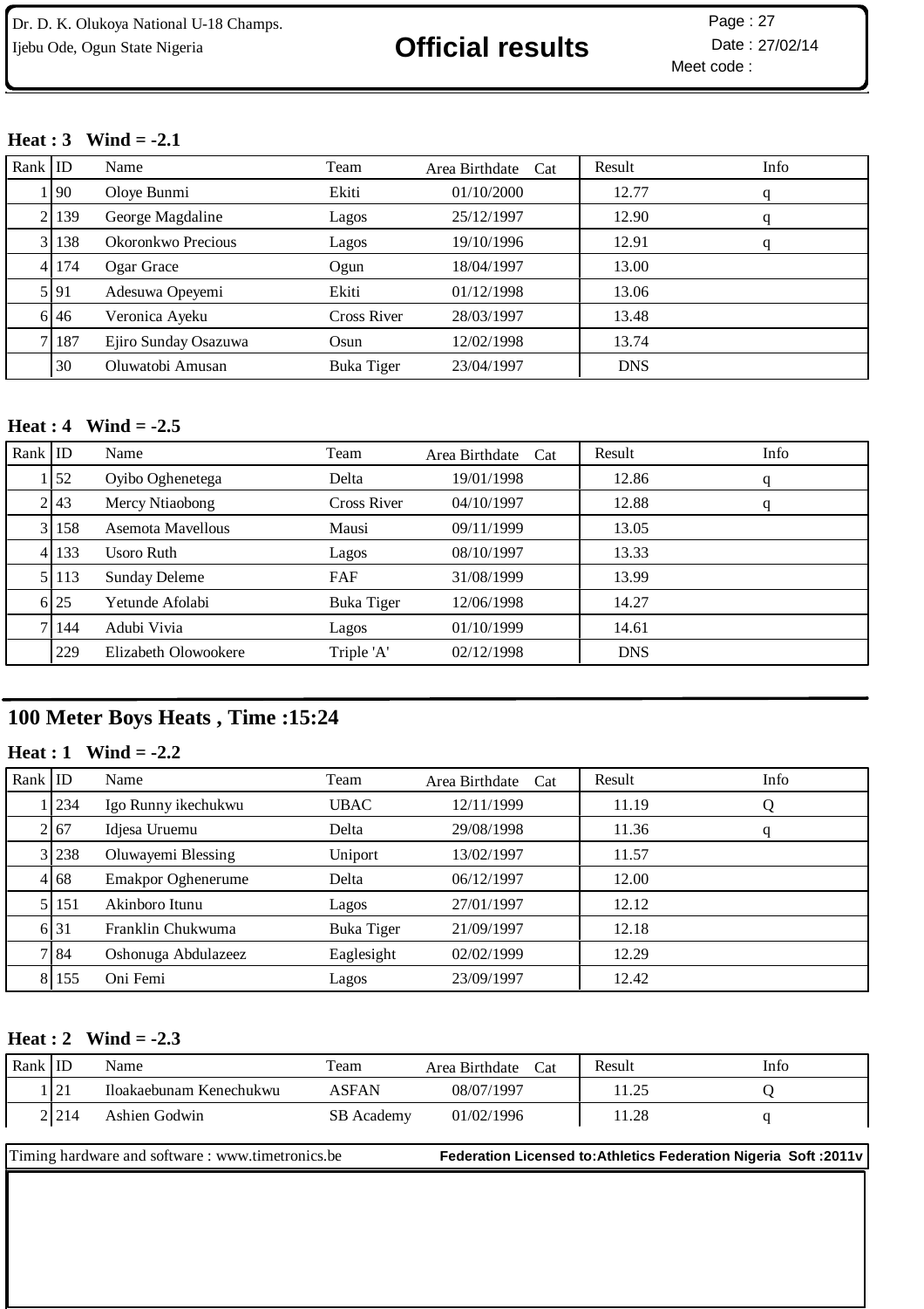**Heat : 3 Wind = -2.1**

| Rank | ID | Name | Team | Area Birthdate | Cat | Result | Info |
|---|---|---|---|---|---|---|---|
| 1 | 90 | Oloye Bunmi | Ekiti | 01/10/2000 | | 12.77 | q |
| 2 | 139 | George Magdaline | Lagos | 25/12/1997 | | 12.90 | q |
| 3 | 138 | Okoronkwo Precious | Lagos | 19/10/1996 | | 12.91 | q |
| 4 | 174 | Ogar Grace | Ogun | 18/04/1997 | | 13.00 | |
| 5 | 91 | Adesuwa Opeyemi | Ekiti | 01/12/1998 | | 13.06 | |
| 6 | 46 | Veronica Ayeku | Cross River | 28/03/1997 | | 13.48 | |
| 7 | 187 | Ejiro Sunday Osazuwa | Osun | 12/02/1998 | | 13.74 | |
| | 30 | Oluwatobi Amusan | Buka Tiger | 23/04/1997 | | DNS | |

**Heat : 4 Wind = -2.5**

| Rank | ID | Name | Team | Area Birthdate | Cat | Result | Info |
|---|---|---|---|---|---|---|---|
| 1 | 52 | Oyibo Oghenetega | Delta | 19/01/1998 | | 12.86 | q |
| 2 | 43 | Mercy Ntiaobong | Cross River | 04/10/1997 | | 12.88 | q |
| 3 | 158 | Asemota Mavellous | Mausi | 09/11/1999 | | 13.05 | |
| 4 | 133 | Usoro Ruth | Lagos | 08/10/1997 | | 13.33 | |
| 5 | 113 | Sunday Deleme | FAF | 31/08/1999 | | 13.99 | |
| 6 | 25 | Yetunde Afolabi | Buka Tiger | 12/06/1998 | | 14.27 | |
| 7 | 144 | Adubi Vivia | Lagos | 01/10/1999 | | 14.61 | |
| | 229 | Elizabeth Olowookere | Triple 'A' | 02/12/1998 | | DNS | |

## 100 Meter Boys Heats , Time :15:24

**Heat : 1 Wind = -2.2**

| Rank | ID | Name | Team | Area Birthdate | Cat | Result | Info |
|---|---|---|---|---|---|---|---|
| 1 | 234 | Igo Runny ikechukwu | UBAC | 12/11/1999 | | 11.19 | Q |
| 2 | 67 | Idjesa Uruemu | Delta | 29/08/1998 | | 11.36 | q |
| 3 | 238 | Oluwayemi Blessing | Uniport | 13/02/1997 | | 11.57 | |
| 4 | 68 | Emakpor Oghenerume | Delta | 06/12/1997 | | 12.00 | |
| 5 | 151 | Akinboro Itunu | Lagos | 27/01/1997 | | 12.12 | |
| 6 | 31 | Franklin Chukwuma | Buka Tiger | 21/09/1997 | | 12.18 | |
| 7 | 84 | Oshonuga Abdulazeez | Eaglesight | 02/02/1999 | | 12.29 | |
| 8 | 155 | Oni Femi | Lagos | 23/09/1997 | | 12.42 | |

**Heat : 2 Wind = -2.3**

| Rank | ID | Name | Team | Area Birthdate | Cat | Result | Info |
|---|---|---|---|---|---|---|---|
| 1 | 21 | Iloakaebunam Kenechukwu | ASFAN | 08/07/1997 | | 11.25 | Q |
| 2 | 214 | Ashien Godwin | SB Academy | 01/02/1996 | | 11.28 | q |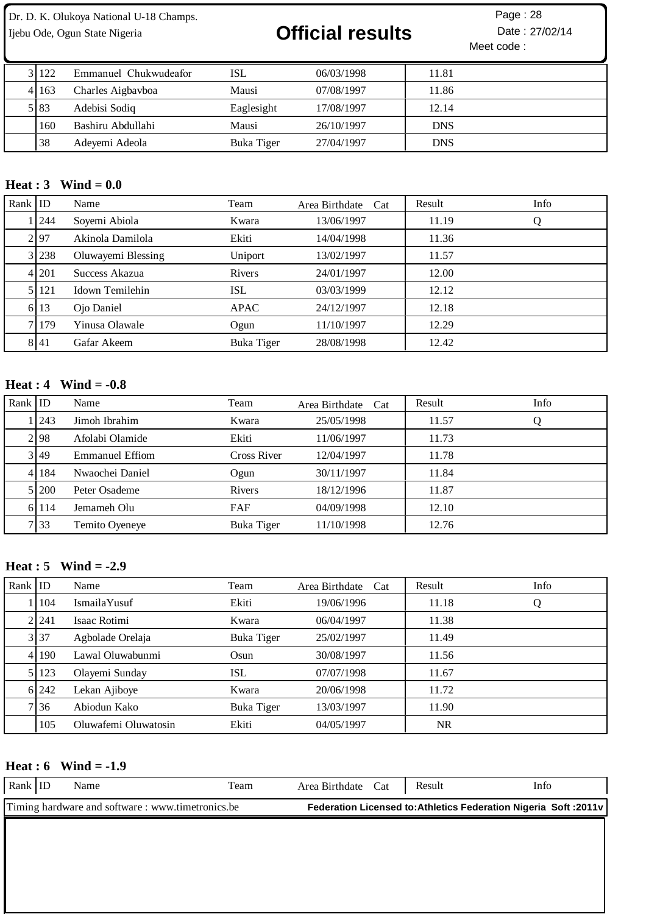| Rank | ID | Name | Team | Area Birthdate Cat | Result | Info |
|---|---|---|---|---|---|---|
| 3 | 122 | Emmanuel Chukwudeafor | ISL | 06/03/1998 | 11.81 | |
| 4 | 163 | Charles Aigbavboa | Mausi | 07/08/1997 | 11.86 | |
| 5 | 83 | Adebisi Sodiq | Eaglesight | 17/08/1997 | 12.14 | |
| | 160 | Bashiru Abdullahi | Mausi | 26/10/1997 | DNS | |
| | 38 | Adeyemi Adeola | Buka Tiger | 27/04/1997 | DNS | |

**Heat : 3 Wind = 0.0**

| Rank | ID | Name | Team | Area Birthdate Cat | Result | Info |
|---|---|---|---|---|---|---|
| 1 | 244 | Soyemi Abiola | Kwara | 13/06/1997 | 11.19 | Q |
| 2 | 97 | Akinola Damilola | Ekiti | 14/04/1998 | 11.36 | |
| 3 | 238 | Oluwayemi Blessing | Uniport | 13/02/1997 | 11.57 | |
| 4 | 201 | Success Akazua | Rivers | 24/01/1997 | 12.00 | |
| 5 | 121 | Idown Temilehin | ISL | 03/03/1999 | 12.12 | |
| 6 | 13 | Ojo Daniel | APAC | 24/12/1997 | 12.18 | |
| 7 | 179 | Yinusa Olawale | Ogun | 11/10/1997 | 12.29 | |
| 8 | 41 | Gafar Akeem | Buka Tiger | 28/08/1998 | 12.42 | |

**Heat : 4 Wind = -0.8**

| Rank | ID | Name | Team | Area Birthdate Cat | Result | Info |
|---|---|---|---|---|---|---|
| 1 | 243 | Jimoh Ibrahim | Kwara | 25/05/1998 | 11.57 | Q |
| 2 | 98 | Afolabi Olamide | Ekiti | 11/06/1997 | 11.73 | |
| 3 | 49 | Emmanuel Effiom | Cross River | 12/04/1997 | 11.78 | |
| 4 | 184 | Nwaochei Daniel | Ogun | 30/11/1997 | 11.84 | |
| 5 | 200 | Peter Osademe | Rivers | 18/12/1996 | 11.87 | |
| 6 | 114 | Jemameh Olu | FAF | 04/09/1998 | 12.10 | |
| 7 | 33 | Temito Oyeneye | Buka Tiger | 11/10/1998 | 12.76 | |

**Heat : 5 Wind = -2.9**

| Rank | ID | Name | Team | Area Birthdate Cat | Result | Info |
|---|---|---|---|---|---|---|
| 1 | 104 | IsmailaYusuf | Ekiti | 19/06/1996 | 11.18 | Q |
| 2 | 241 | Isaac Rotimi | Kwara | 06/04/1997 | 11.38 | |
| 3 | 37 | Agbolade Orelaja | Buka Tiger | 25/02/1997 | 11.49 | |
| 4 | 190 | Lawal Oluwabunmi | Osun | 30/08/1997 | 11.56 | |
| 5 | 123 | Olayemi Sunday | ISL | 07/07/1998 | 11.67 | |
| 6 | 242 | Lekan Ajiboye | Kwara | 20/06/1998 | 11.72 | |
| 7 | 36 | Abiodun Kako | Buka Tiger | 13/03/1997 | 11.90 | |
| | 105 | Oluwafemi Oluwatosin | Ekiti | 04/05/1997 | NR | |

**Heat : 6 Wind = -1.9**

| Rank | ID | Name | Team | Area Birthdate Cat | Result | Info |
|---|---|---|---|---|---|---|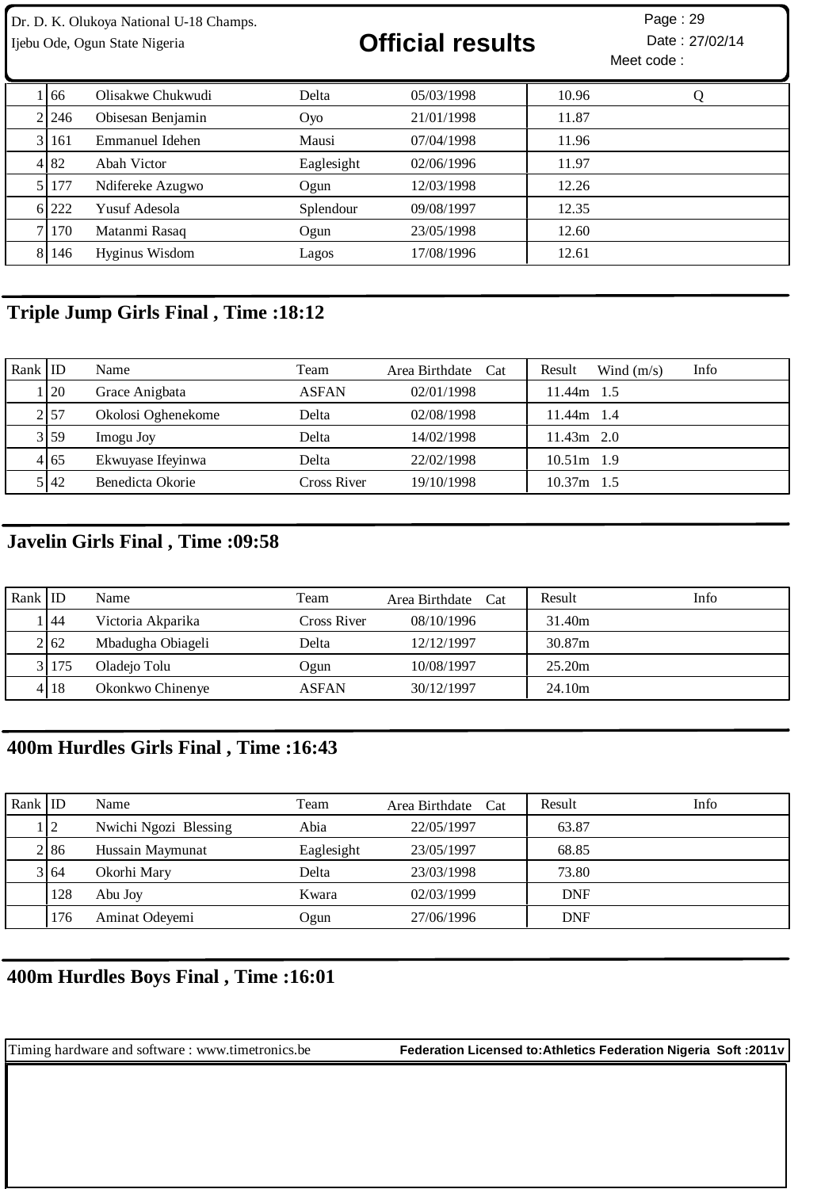| Rank | ID | Name | Team | Area Birthdate | Cat | Result | Info |
|---|---|---|---|---|---|---|---|
| 1 | 66 | Olisakwe Chukwudi | Delta | 05/03/1998 | | 10.96 | Q |
| 2 | 246 | Obisesan Benjamin | Oyo | 21/01/1998 | | 11.87 | |
| 3 | 161 | Emmanuel Idehen | Mausi | 07/04/1998 | | 11.96 | |
| 4 | 82 | Abah Victor | Eaglesight | 02/06/1996 | | 11.97 | |
| 5 | 177 | Ndifereke Azugwo | Ogun | 12/03/1998 | | 12.26 | |
| 6 | 222 | Yusuf Adesola | Splendour | 09/08/1997 | | 12.35 | |
| 7 | 170 | Matanmi Rasaq | Ogun | 23/05/1998 | | 12.60 | |
| 8 | 146 | Hyginus Wisdom | Lagos | 17/08/1996 | | 12.61 | |

## Triple Jump Girls Final , Time :18:12

| Rank | ID | Name | Team | Area Birthdate | Cat | Result | Wind (m/s) | Info |
|---|---|---|---|---|---|---|---|---|
| 1 | 20 | Grace Anigbata | ASFAN | 02/01/1998 | | 11.44m | 1.5 | |
| 2 | 57 | Okolosi Oghenekome | Delta | 02/08/1998 | | 11.44m | 1.4 | |
| 3 | 59 | Imogu Joy | Delta | 14/02/1998 | | 11.43m | 2.0 | |
| 4 | 65 | Ekwuyase Ifeyinwa | Delta | 22/02/1998 | | 10.51m | 1.9 | |
| 5 | 42 | Benedicta Okorie | Cross River | 19/10/1998 | | 10.37m | 1.5 | |

## Javelin Girls Final , Time :09:58

| Rank | ID | Name | Team | Area Birthdate | Cat | Result | Info |
|---|---|---|---|---|---|---|---|
| 1 | 44 | Victoria Akparika | Cross River | 08/10/1996 | | 31.40m | |
| 2 | 62 | Mbadugha Obiageli | Delta | 12/12/1997 | | 30.87m | |
| 3 | 175 | Oladejo Tolu | Ogun | 10/08/1997 | | 25.20m | |
| 4 | 18 | Okonkwo Chinenye | ASFAN | 30/12/1997 | | 24.10m | |

## 400m Hurdles Girls Final , Time :16:43

| Rank | ID | Name | Team | Area Birthdate | Cat | Result | Info |
|---|---|---|---|---|---|---|---|
| 1 | 2 | Nwichi Ngozi Blessing | Abia | 22/05/1997 | | 63.87 | |
| 2 | 86 | Hussain Maymunat | Eaglesight | 23/05/1997 | | 68.85 | |
| 3 | 64 | Okorhi Mary | Delta | 23/03/1998 | | 73.80 | |
| | 128 | Abu Joy | Kwara | 02/03/1999 | | DNF | |
| | 176 | Aminat Odeyemi | Ogun | 27/06/1996 | | DNF | |

## 400m Hurdles Boys Final , Time :16:01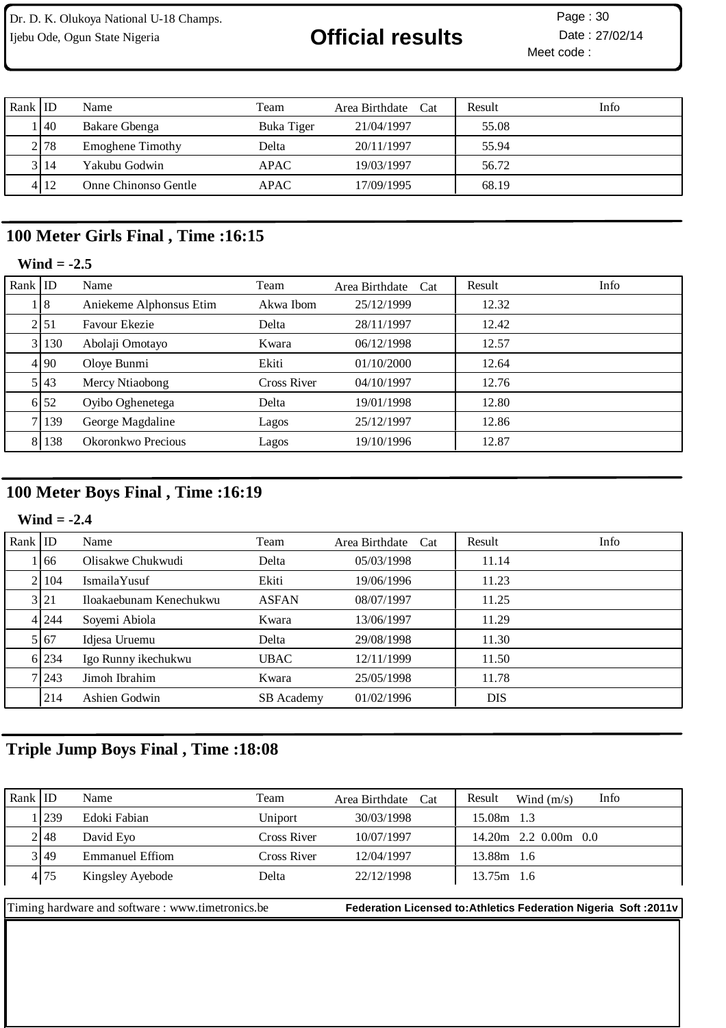| Rank | ID | Name | Team | Area | Birthdate | Cat | Result | Info |
|---|---|---|---|---|---|---|---|---|
| 1 | 40 | Bakare Gbenga | Buka Tiger | | 21/04/1997 | | 55.08 | |
| 2 | 78 | Emoghene Timothy | Delta | | 20/11/1997 | | 55.94 | |
| 3 | 14 | Yakubu Godwin | APAC | | 19/03/1997 | | 56.72 | |
| 4 | 12 | Onne Chinonso Gentle | APAC | | 17/09/1995 | | 68.19 | |

## 100 Meter Girls Final , Time :16:15

**Wind = -2.5**

| Rank | ID | Name | Team | Area | Birthdate | Cat | Result | Info |
|---|---|---|---|---|---|---|---|---|
| 1 | 8 | Aniekeme Alphonsus Etim | Akwa Ibom | | 25/12/1999 | | 12.32 | |
| 2 | 51 | Favour Ekezie | Delta | | 28/11/1997 | | 12.42 | |
| 3 | 130 | Abolaji Omotayo | Kwara | | 06/12/1998 | | 12.57 | |
| 4 | 90 | Oloye Bunmi | Ekiti | | 01/10/2000 | | 12.64 | |
| 5 | 43 | Mercy Ntiaobong | Cross River | | 04/10/1997 | | 12.76 | |
| 6 | 52 | Oyibo Oghenetega | Delta | | 19/01/1998 | | 12.80 | |
| 7 | 139 | George Magdaline | Lagos | | 25/12/1997 | | 12.86 | |
| 8 | 138 | Okoronkwo Precious | Lagos | | 19/10/1996 | | 12.87 | |

## 100 Meter Boys Final , Time :16:19

**Wind = -2.4**

| Rank | ID | Name | Team | Area | Birthdate | Cat | Result | Info |
|---|---|---|---|---|---|---|---|---|
| 1 | 66 | Olisakwe Chukwudi | Delta | | 05/03/1998 | | 11.14 | |
| 2 | 104 | IsmailaYusuf | Ekiti | | 19/06/1996 | | 11.23 | |
| 3 | 21 | Iloakaebunam Kenechukwu | ASFAN | | 08/07/1997 | | 11.25 | |
| 4 | 244 | Soyemi Abiola | Kwara | | 13/06/1997 | | 11.29 | |
| 5 | 67 | Idjesa Uruemu | Delta | | 29/08/1998 | | 11.30 | |
| 6 | 234 | Igo Runny ikechukwu | UBAC | | 12/11/1999 | | 11.50 | |
| 7 | 243 | Jimoh Ibrahim | Kwara | | 25/05/1998 | | 11.78 | |
| | 214 | Ashien Godwin | SB Academy | | 01/02/1996 | | DIS | |

## Triple Jump Boys Final , Time :18:08

| Rank | ID | Name | Team | Area | Birthdate | Cat | Result | Wind (m/s) | Info |
|---|---|---|---|---|---|---|---|---|---|
| 1 | 239 | Edoki Fabian | Uniport | | 30/03/1998 | | 15.08m | 1.3 | |
| 2 | 48 | David Eyo | Cross River | | 10/07/1997 | | 14.20m | 2.2 | 0.00m 0.0 |
| 3 | 49 | Emmanuel Effiom | Cross River | | 12/04/1997 | | 13.88m | 1.6 | |
| 4 | 75 | Kingsley Ayebode | Delta | | 22/12/1998 | | 13.75m | 1.6 | |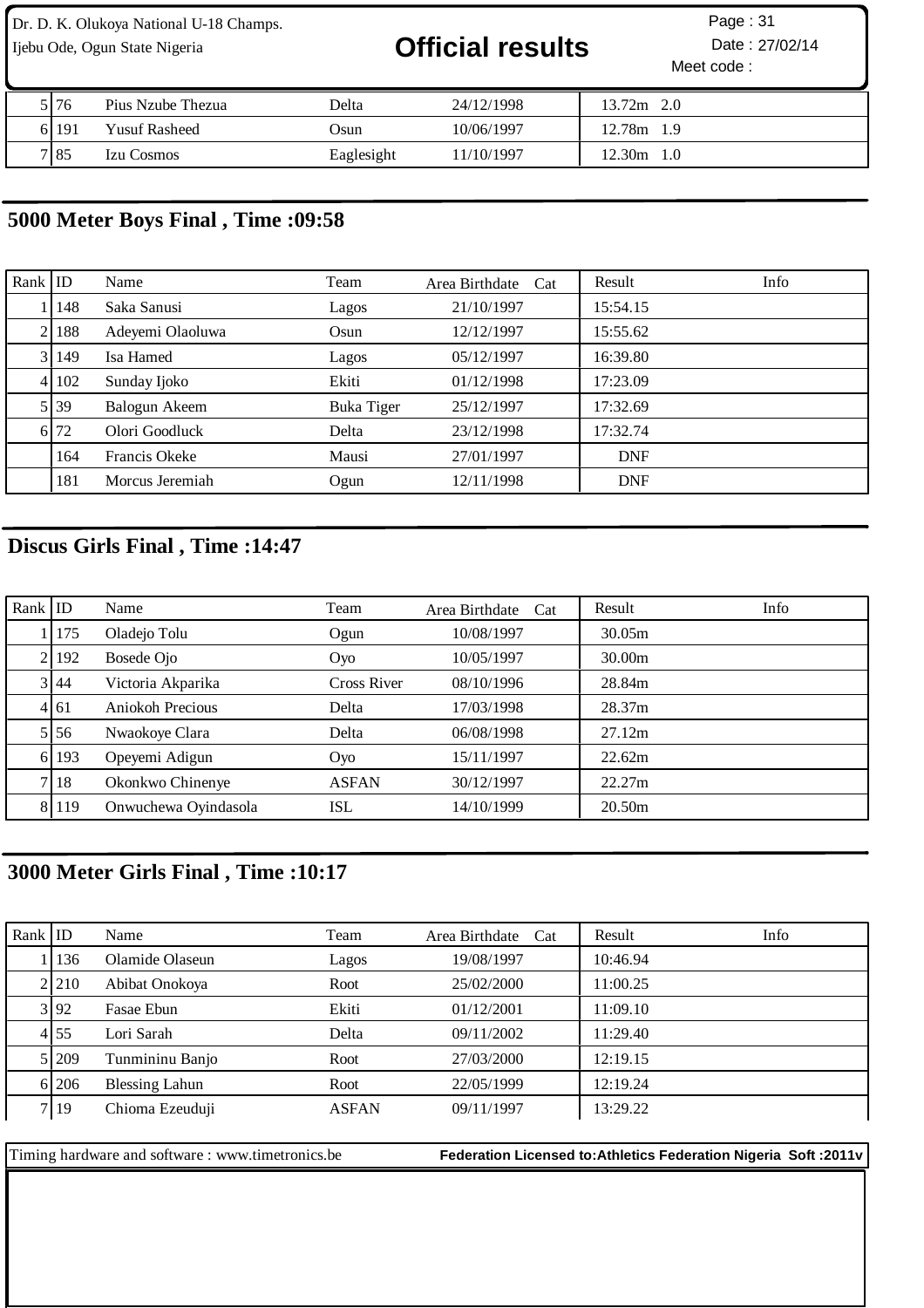| | | | | | |
|---|---|---|---|---|---|
| 5 | 76 | Pius Nzube Thezua | Delta | 24/12/1998 | 13.72m 2.0 |
| 6 | 191 | Yusuf Rasheed | Osun | 10/06/1997 | 12.78m 1.9 |
| 7 | 85 | Izu Cosmos | Eaglesight | 11/10/1997 | 12.30m 1.0 |

## 5000 Meter Boys Final , Time :09:58

| Rank | ID | Name | Team | Area Birthdate | Cat | Result | Info |
|---|---|---|---|---|---|---|---|
| 1 | 148 | Saka Sanusi | Lagos | 21/10/1997 | | 15:54.15 | |
| 2 | 188 | Adeyemi Olaoluwa | Osun | 12/12/1997 | | 15:55.62 | |
| 3 | 149 | Isa Hamed | Lagos | 05/12/1997 | | 16:39.80 | |
| 4 | 102 | Sunday Ijoko | Ekiti | 01/12/1998 | | 17:23.09 | |
| 5 | 39 | Balogun Akeem | Buka Tiger | 25/12/1997 | | 17:32.69 | |
| 6 | 72 | Olori Goodluck | Delta | 23/12/1998 | | 17:32.74 | |
| | 164 | Francis Okeke | Mausi | 27/01/1997 | | DNF | |
| | 181 | Morcus Jeremiah | Ogun | 12/11/1998 | | DNF | |

## Discus Girls Final , Time :14:47

| Rank | ID | Name | Team | Area Birthdate | Cat | Result | Info |
|---|---|---|---|---|---|---|---|
| 1 | 175 | Oladejo Tolu | Ogun | 10/08/1997 | | 30.05m | |
| 2 | 192 | Bosede Ojo | Oyo | 10/05/1997 | | 30.00m | |
| 3 | 44 | Victoria Akparika | Cross River | 08/10/1996 | | 28.84m | |
| 4 | 61 | Aniokoh Precious | Delta | 17/03/1998 | | 28.37m | |
| 5 | 56 | Nwaokoye Clara | Delta | 06/08/1998 | | 27.12m | |
| 6 | 193 | Opeyemi Adigun | Oyo | 15/11/1997 | | 22.62m | |
| 7 | 18 | Okonkwo Chinenye | ASFAN | 30/12/1997 | | 22.27m | |
| 8 | 119 | Onwuchewa Oyindasola | ISL | 14/10/1999 | | 20.50m | |

## 3000 Meter Girls Final , Time :10:17

| Rank | ID | Name | Team | Area Birthdate | Cat | Result | Info |
|---|---|---|---|---|---|---|---|
| 1 | 136 | Olamide Olaseun | Lagos | 19/08/1997 | | 10:46.94 | |
| 2 | 210 | Abibat Onokoya | Root | 25/02/2000 | | 11:00.25 | |
| 3 | 92 | Fasae Ebun | Ekiti | 01/12/2001 | | 11:09.10 | |
| 4 | 55 | Lori Sarah | Delta | 09/11/2002 | | 11:29.40 | |
| 5 | 209 | Tunmininu Banjo | Root | 27/03/2000 | | 12:19.15 | |
| 6 | 206 | Blessing Lahun | Root | 22/05/1999 | | 12:19.24 | |
| 7 | 19 | Chioma Ezeuduji | ASFAN | 09/11/1997 | | 13:29.22 | |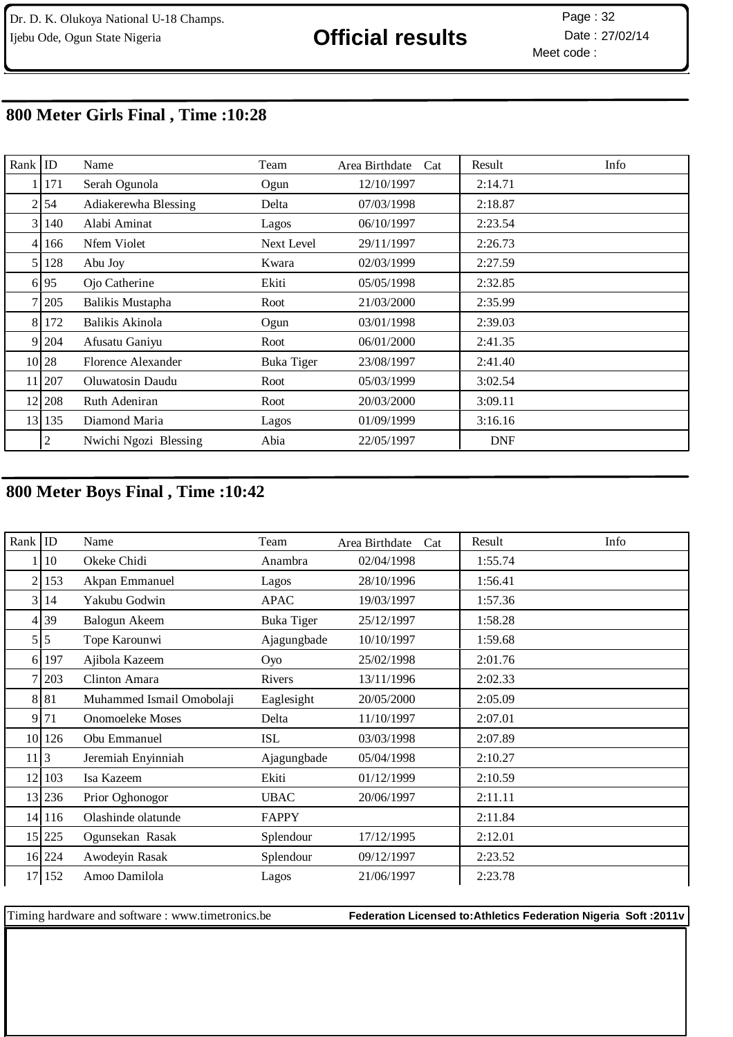Dr. D. K. Olukoya National U-18 Champs.
Ijebu Ode, Ogun State Nigeria

# Official results

Date : 27/02/14
Meet code :

## 800 Meter Girls Final , Time :10:28

| Rank | ID | Name | Team | Area Birthdate | Cat | Result | Info |
|---|---|---|---|---|---|---|---|
| 1 | 171 | Serah Ogunola | Ogun | 12/10/1997 | | 2:14.71 | |
| 2 | 54 | Adiakerewha Blessing | Delta | 07/03/1998 | | 2:18.87 | |
| 3 | 140 | Alabi Aminat | Lagos | 06/10/1997 | | 2:23.54 | |
| 4 | 166 | Nfem Violet | Next Level | 29/11/1997 | | 2:26.73 | |
| 5 | 128 | Abu Joy | Kwara | 02/03/1999 | | 2:27.59 | |
| 6 | 95 | Ojo Catherine | Ekiti | 05/05/1998 | | 2:32.85 | |
| 7 | 205 | Balikis Mustapha | Root | 21/03/2000 | | 2:35.99 | |
| 8 | 172 | Balikis Akinola | Ogun | 03/01/1998 | | 2:39.03 | |
| 9 | 204 | Afusatu Ganiyu | Root | 06/01/2000 | | 2:41.35 | |
| 10 | 28 | Florence Alexander | Buka Tiger | 23/08/1997 | | 2:41.40 | |
| 11 | 207 | Oluwatosin Daudu | Root | 05/03/1999 | | 3:02.54 | |
| 12 | 208 | Ruth Adeniran | Root | 20/03/2000 | | 3:09.11 | |
| 13 | 135 | Diamond Maria | Lagos | 01/09/1999 | | 3:16.16 | |
| | 2 | Nwichi Ngozi Blessing | Abia | 22/05/1997 | | DNF | |

## 800 Meter Boys Final , Time :10:42

| Rank | ID | Name | Team | Area Birthdate | Cat | Result | Info |
|---|---|---|---|---|---|---|---|
| 1 | 10 | Okeke Chidi | Anambra | 02/04/1998 | | 1:55.74 | |
| 2 | 153 | Akpan Emmanuel | Lagos | 28/10/1996 | | 1:56.41 | |
| 3 | 14 | Yakubu Godwin | APAC | 19/03/1997 | | 1:57.36 | |
| 4 | 39 | Balogun Akeem | Buka Tiger | 25/12/1997 | | 1:58.28 | |
| 5 | 5 | Tope Karounwi | Ajagungbade | 10/10/1997 | | 1:59.68 | |
| 6 | 197 | Ajibola Kazeem | Oyo | 25/02/1998 | | 2:01.76 | |
| 7 | 203 | Clinton Amara | Rivers | 13/11/1996 | | 2:02.33 | |
| 8 | 81 | Muhammed Ismail Omobolaji | Eaglesight | 20/05/2000 | | 2:05.09 | |
| 9 | 71 | Onomoeleke Moses | Delta | 11/10/1997 | | 2:07.01 | |
| 10 | 126 | Obu Emmanuel | ISL | 03/03/1998 | | 2:07.89 | |
| 11 | 3 | Jeremiah Enyinniah | Ajagungbade | 05/04/1998 | | 2:10.27 | |
| 12 | 103 | Isa Kazeem | Ekiti | 01/12/1999 | | 2:10.59 | |
| 13 | 236 | Prior Oghonogor | UBAC | 20/06/1997 | | 2:11.11 | |
| 14 | 116 | Olashinde olatunde | FAPPY | | | 2:11.84 | |
| 15 | 225 | Ogunsekan Rasak | Splendour | 17/12/1995 | | 2:12.01 | |
| 16 | 224 | Awodeyin Rasak | Splendour | 09/12/1997 | | 2:23.52 | |
| 17 | 152 | Amoo Damilola | Lagos | 21/06/1997 | | 2:23.78 | |

Timing hardware and software : www.timetronics.be **Federation Licensed to:Athletics Federation Nigeria Soft :2011v**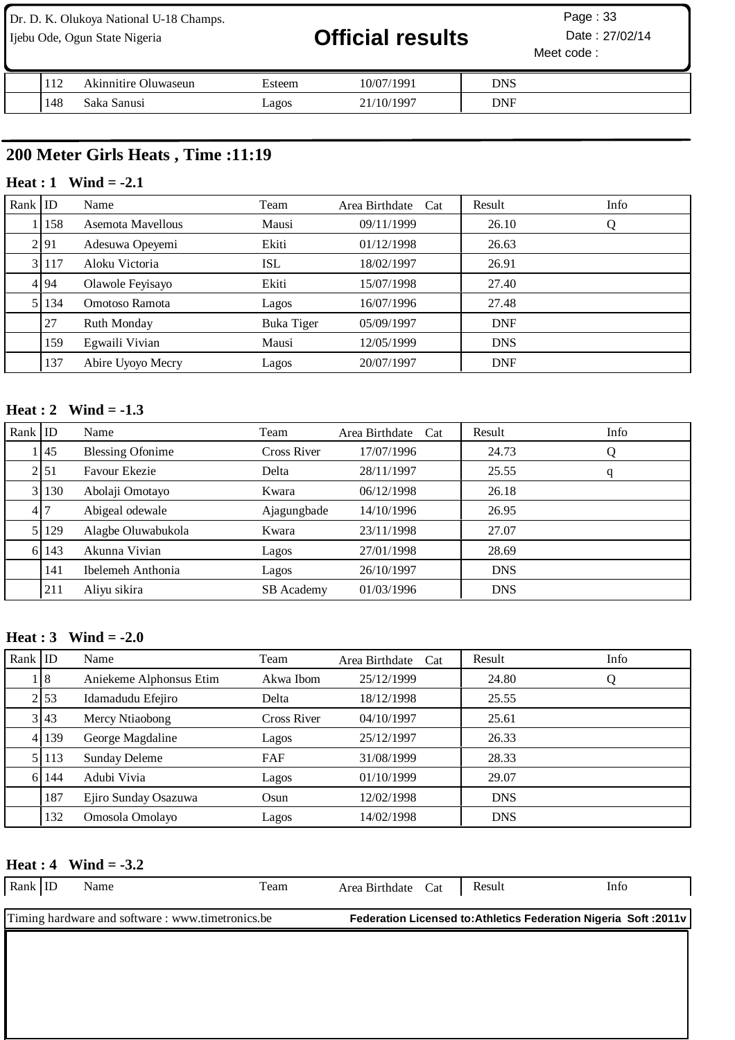| Rank | ID | Name | Team | Area Birthdate | Cat | Result | Info |
|---|---|---|---|---|---|---|---|
| | 112 | Akinnitire Oluwaseun | Esteem | 10/07/1991 | | DNS | |
| | 148 | Saka Sanusi | Lagos | 21/10/1997 | | DNF | |

## 200 Meter Girls Heats , Time :11:19

### Heat : 1 Wind = -2.1

| Rank | ID | Name | Team | Area Birthdate | Cat | Result | Info |
|---|---|---|---|---|---|---|---|
| 1 | 158 | Asemota Mavellous | Mausi | 09/11/1999 | | 26.10 | Q |
| 2 | 91 | Adesuwa Opeyemi | Ekiti | 01/12/1998 | | 26.63 | |
| 3 | 117 | Aloku Victoria | ISL | 18/02/1997 | | 26.91 | |
| 4 | 94 | Olawole Feyisayo | Ekiti | 15/07/1998 | | 27.40 | |
| 5 | 134 | Omotoso Ramota | Lagos | 16/07/1996 | | 27.48 | |
| | 27 | Ruth Monday | Buka Tiger | 05/09/1997 | | DNF | |
| | 159 | Egwaili Vivian | Mausi | 12/05/1999 | | DNS | |
| | 137 | Abire Uyoyo Mecry | Lagos | 20/07/1997 | | DNF | |

### Heat : 2 Wind = -1.3

| Rank | ID | Name | Team | Area Birthdate | Cat | Result | Info |
|---|---|---|---|---|---|---|---|
| 1 | 45 | Blessing Ofonime | Cross River | 17/07/1996 | | 24.73 | Q |
| 2 | 51 | Favour Ekezie | Delta | 28/11/1997 | | 25.55 | q |
| 3 | 130 | Abolaji Omotayo | Kwara | 06/12/1998 | | 26.18 | |
| 4 | 7 | Abigeal odewale | Ajagungbade | 14/10/1996 | | 26.95 | |
| 5 | 129 | Alagbe Oluwabukola | Kwara | 23/11/1998 | | 27.07 | |
| 6 | 143 | Akunna Vivian | Lagos | 27/01/1998 | | 28.69 | |
| | 141 | Ibelemeh Anthonia | Lagos | 26/10/1997 | | DNS | |
| | 211 | Aliyu sikira | SB Academy | 01/03/1996 | | DNS | |

### Heat : 3 Wind = -2.0

| Rank | ID | Name | Team | Area Birthdate | Cat | Result | Info |
|---|---|---|---|---|---|---|---|
| 1 | 8 | Aniekeme Alphonsus Etim | Akwa Ibom | 25/12/1999 | | 24.80 | Q |
| 2 | 53 | Idamadudu Efejiro | Delta | 18/12/1998 | | 25.55 | |
| 3 | 43 | Mercy Ntiaobong | Cross River | 04/10/1997 | | 25.61 | |
| 4 | 139 | George Magdaline | Lagos | 25/12/1997 | | 26.33 | |
| 5 | 113 | Sunday Deleme | FAF | 31/08/1999 | | 28.33 | |
| 6 | 144 | Adubi Vivia | Lagos | 01/10/1999 | | 29.07 | |
| | 187 | Ejiro Sunday Osazuwa | Osun | 12/02/1998 | | DNS | |
| | 132 | Omosola Omolayo | Lagos | 14/02/1998 | | DNS | |

### Heat : 4 Wind = -3.2

| Rank | ID | Name | Team | Area Birthdate | Cat | Result | Info |
|---|---|---|---|---|---|---|---|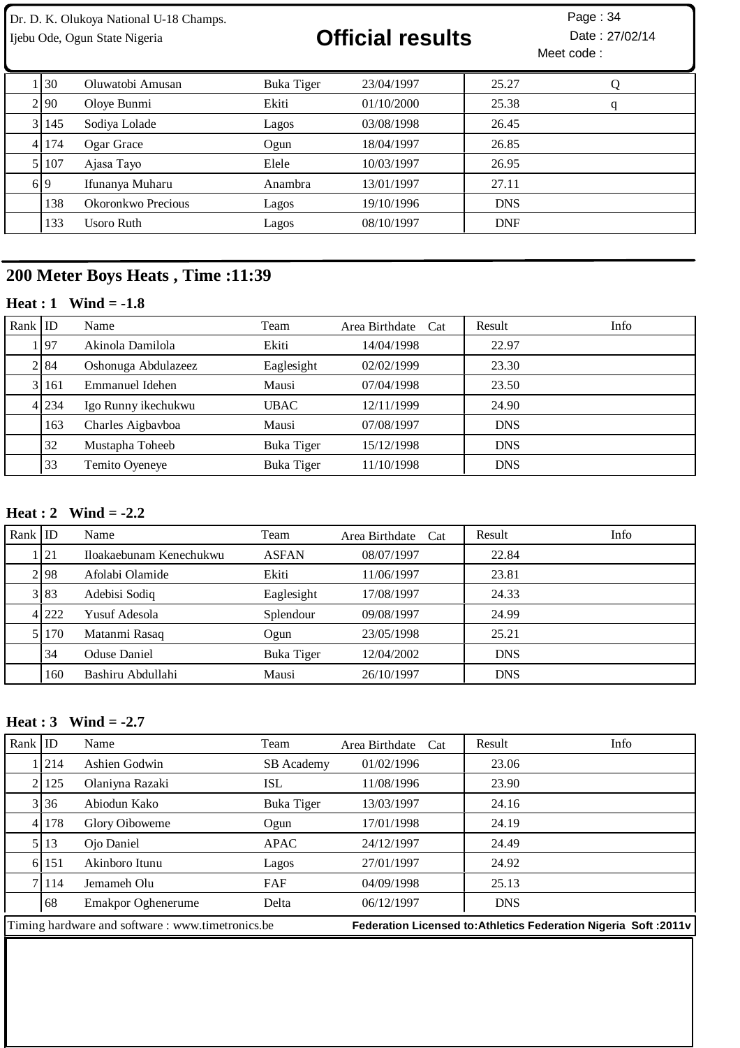| Rank | ID | Name | Team | Area Birthdate | Cat | Result | Info |
|---|---|---|---|---|---|---|---|
| 1 | 30 | Oluwatobi Amusan | Buka Tiger | 23/04/1997 | | 25.27 | Q |
| 2 | 90 | Oloye Bunmi | Ekiti | 01/10/2000 | | 25.38 | q |
| 3 | 145 | Sodiya Lolade | Lagos | 03/08/1998 | | 26.45 | |
| 4 | 174 | Ogar Grace | Ogun | 18/04/1997 | | 26.85 | |
| 5 | 107 | Ajasa Tayo | Elele | 10/03/1997 | | 26.95 | |
| 6 | 9 | Ifunanya Muharu | Anambra | 13/01/1997 | | 27.11 | |
| | 138 | Okoronkwo Precious | Lagos | 19/10/1996 | | DNS | |
| | 133 | Usoro Ruth | Lagos | 08/10/1997 | | DNF | |

## 200 Meter Boys Heats , Time :11:39

### Heat : 1 Wind = -1.8

| Rank | ID | Name | Team | Area Birthdate | Cat | Result | Info |
|---|---|---|---|---|---|---|---|
| 1 | 97 | Akinola Damilola | Ekiti | 14/04/1998 | | 22.97 | |
| 2 | 84 | Oshonuga Abdulazeez | Eaglesight | 02/02/1999 | | 23.30 | |
| 3 | 161 | Emmanuel Idehen | Mausi | 07/04/1998 | | 23.50 | |
| 4 | 234 | Igo Runny ikechukwu | UBAC | 12/11/1999 | | 24.90 | |
| | 163 | Charles Aigbavboa | Mausi | 07/08/1997 | | DNS | |
| | 32 | Mustapha Toheeb | Buka Tiger | 15/12/1998 | | DNS | |
| | 33 | Temito Oyeneye | Buka Tiger | 11/10/1998 | | DNS | |

### Heat : 2 Wind = -2.2

| Rank | ID | Name | Team | Area Birthdate | Cat | Result | Info |
|---|---|---|---|---|---|---|---|
| 1 | 21 | Iloakaebunam Kenechukwu | ASFAN | 08/07/1997 | | 22.84 | |
| 2 | 98 | Afolabi Olamide | Ekiti | 11/06/1997 | | 23.81 | |
| 3 | 83 | Adebisi Sodiq | Eaglesight | 17/08/1997 | | 24.33 | |
| 4 | 222 | Yusuf Adesola | Splendour | 09/08/1997 | | 24.99 | |
| 5 | 170 | Matanmi Rasaq | Ogun | 23/05/1998 | | 25.21 | |
| | 34 | Oduse Daniel | Buka Tiger | 12/04/2002 | | DNS | |
| | 160 | Bashiru Abdullahi | Mausi | 26/10/1997 | | DNS | |

### Heat : 3 Wind = -2.7

| Rank | ID | Name | Team | Area Birthdate | Cat | Result | Info |
|---|---|---|---|---|---|---|---|
| 1 | 214 | Ashien Godwin | SB Academy | 01/02/1996 | | 23.06 | |
| 2 | 125 | Olaniyna Razaki | ISL | 11/08/1996 | | 23.90 | |
| 3 | 36 | Abiodun Kako | Buka Tiger | 13/03/1997 | | 24.16 | |
| 4 | 178 | Glory Oiboweme | Ogun | 17/01/1998 | | 24.19 | |
| 5 | 13 | Ojo Daniel | APAC | 24/12/1997 | | 24.49 | |
| 6 | 151 | Akinboro Itunu | Lagos | 27/01/1997 | | 24.92 | |
| 7 | 114 | Jemameh Olu | FAF | 04/09/1998 | | 25.13 | |
| | 68 | Emakpor Oghenerume | Delta | 06/12/1997 | | DNS | |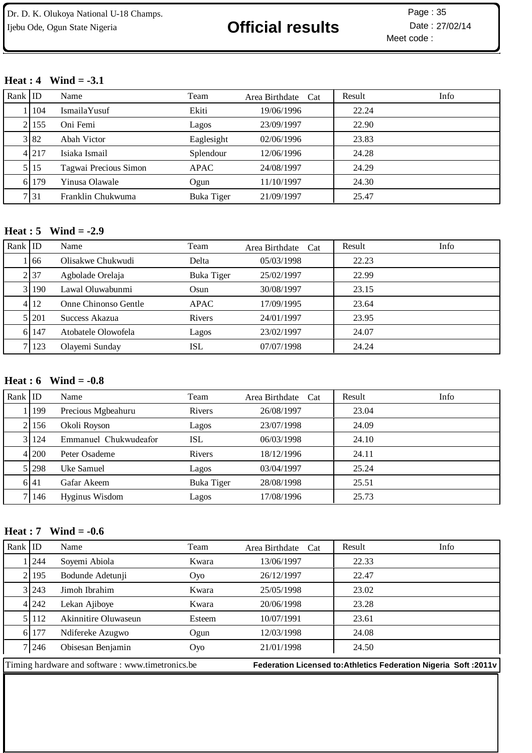**Heat : 4 Wind = -3.1**

| Rank | ID | Name | Team | Area Birthdate | Cat | Result | Info |
|---|---|---|---|---|---|---|---|
| 1 | 104 | IsmailaYusuf | Ekiti | 19/06/1996 | | 22.24 | |
| 2 | 155 | Oni Femi | Lagos | 23/09/1997 | | 22.90 | |
| 3 | 82 | Abah Victor | Eaglesight | 02/06/1996 | | 23.83 | |
| 4 | 217 | Isiaka Ismail | Splendour | 12/06/1996 | | 24.28 | |
| 5 | 15 | Tagwai Precious Simon | APAC | 24/08/1997 | | 24.29 | |
| 6 | 179 | Yinusa Olawale | Ogun | 11/10/1997 | | 24.30 | |
| 7 | 31 | Franklin Chukwuma | Buka Tiger | 21/09/1997 | | 25.47 | |

**Heat : 5 Wind = -2.9**

| Rank | ID | Name | Team | Area Birthdate | Cat | Result | Info |
|---|---|---|---|---|---|---|---|
| 1 | 66 | Olisakwe Chukwudi | Delta | 05/03/1998 | | 22.23 | |
| 2 | 37 | Agbolade Orelaja | Buka Tiger | 25/02/1997 | | 22.99 | |
| 3 | 190 | Lawal Oluwabunmi | Osun | 30/08/1997 | | 23.15 | |
| 4 | 12 | Onne Chinonso Gentle | APAC | 17/09/1995 | | 23.64 | |
| 5 | 201 | Success Akazua | Rivers | 24/01/1997 | | 23.95 | |
| 6 | 147 | Atobatele Olowofela | Lagos | 23/02/1997 | | 24.07 | |
| 7 | 123 | Olayemi Sunday | ISL | 07/07/1998 | | 24.24 | |

**Heat : 6 Wind = -0.8**

| Rank | ID | Name | Team | Area Birthdate | Cat | Result | Info |
|---|---|---|---|---|---|---|---|
| 1 | 199 | Precious Mgbeahuru | Rivers | 26/08/1997 | | 23.04 | |
| 2 | 156 | Okoli Royson | Lagos | 23/07/1998 | | 24.09 | |
| 3 | 124 | Emmanuel Chukwudeafor | ISL | 06/03/1998 | | 24.10 | |
| 4 | 200 | Peter Osademe | Rivers | 18/12/1996 | | 24.11 | |
| 5 | 298 | Uke Samuel | Lagos | 03/04/1997 | | 25.24 | |
| 6 | 41 | Gafar Akeem | Buka Tiger | 28/08/1998 | | 25.51 | |
| 7 | 146 | Hyginus Wisdom | Lagos | 17/08/1996 | | 25.73 | |

**Heat : 7 Wind = -0.6**

| Rank | ID | Name | Team | Area Birthdate | Cat | Result | Info |
|---|---|---|---|---|---|---|---|
| 1 | 244 | Soyemi Abiola | Kwara | 13/06/1997 | | 22.33 | |
| 2 | 195 | Bodunde Adetunji | Oyo | 26/12/1997 | | 22.47 | |
| 3 | 243 | Jimoh Ibrahim | Kwara | 25/05/1998 | | 23.02 | |
| 4 | 242 | Lekan Ajiboye | Kwara | 20/06/1998 | | 23.28 | |
| 5 | 112 | Akinnitire Oluwaseun | Esteem | 10/07/1991 | | 23.61 | |
| 6 | 177 | Ndifereke Azugwo | Ogun | 12/03/1998 | | 24.08 | |
| 7 | 246 | Obisesan Benjamin | Oyo | 21/01/1998 | | 24.50 | |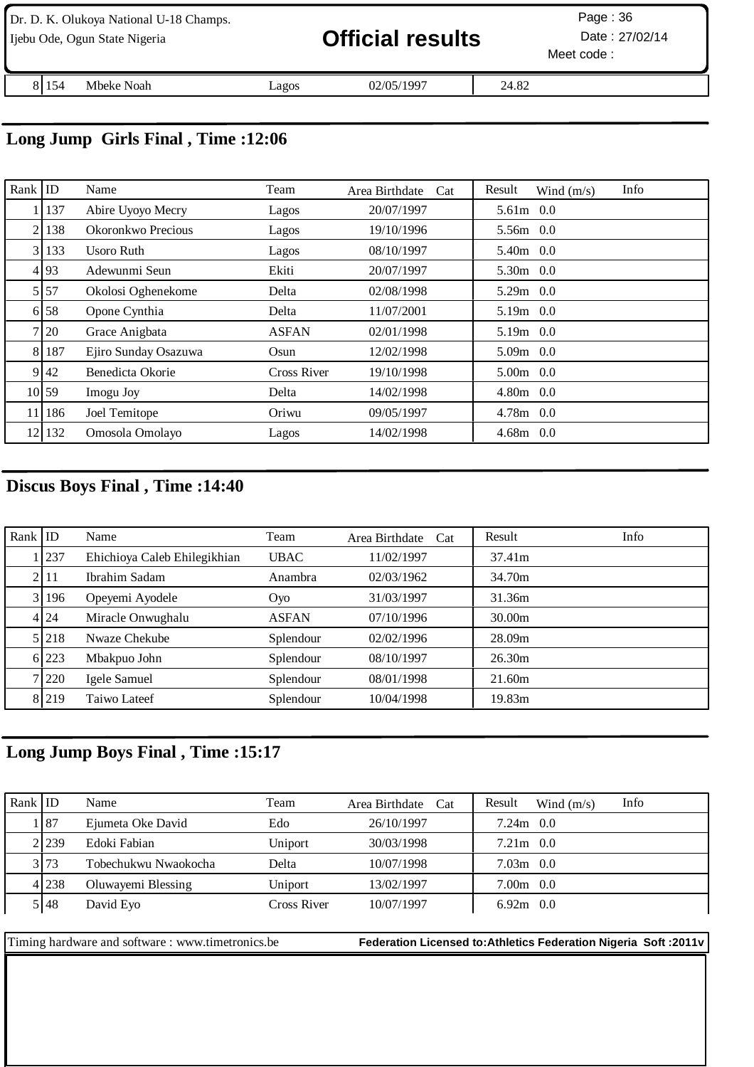| 8 | 154 | Mbeke Noah | Lagos | 02/05/1997 | | 24.82 |
|---|---|---|---|---|---|---|

## Long Jump Girls Final , Time :12:06

| Rank | ID | Name | Team | Area Birthdate | Cat | Result | Wind (m/s) | Info |
|---|---|---|---|---|---|---|---|---|
| 1 | 137 | Abire Uyoyo Mecry | Lagos | 20/07/1997 | | 5.61m | 0.0 | |
| 2 | 138 | Okoronkwo Precious | Lagos | 19/10/1996 | | 5.56m | 0.0 | |
| 3 | 133 | Usoro Ruth | Lagos | 08/10/1997 | | 5.40m | 0.0 | |
| 4 | 93 | Adewunmi Seun | Ekiti | 20/07/1997 | | 5.30m | 0.0 | |
| 5 | 57 | Okolosi Oghenekome | Delta | 02/08/1998 | | 5.29m | 0.0 | |
| 6 | 58 | Opone Cynthia | Delta | 11/07/2001 | | 5.19m | 0.0 | |
| 7 | 20 | Grace Anigbata | ASFAN | 02/01/1998 | | 5.19m | 0.0 | |
| 8 | 187 | Ejiro Sunday Osazuwa | Osun | 12/02/1998 | | 5.09m | 0.0 | |
| 9 | 42 | Benedicta Okorie | Cross River | 19/10/1998 | | 5.00m | 0.0 | |
| 10 | 59 | Imogu Joy | Delta | 14/02/1998 | | 4.80m | 0.0 | |
| 11 | 186 | Joel Temitope | Oriwu | 09/05/1997 | | 4.78m | 0.0 | |
| 12 | 132 | Omosola Omolayo | Lagos | 14/02/1998 | | 4.68m | 0.0 | |

## Discus Boys Final , Time :14:40

| Rank | ID | Name | Team | Area Birthdate | Cat | Result | Info |
|---|---|---|---|---|---|---|---|
| 1 | 237 | Ehichioya Caleb Ehilegikhian | UBAC | 11/02/1997 | | 37.41m | |
| 2 | 11 | Ibrahim Sadam | Anambra | 02/03/1962 | | 34.70m | |
| 3 | 196 | Opeyemi Ayodele | Oyo | 31/03/1997 | | 31.36m | |
| 4 | 24 | Miracle Onwughalu | ASFAN | 07/10/1996 | | 30.00m | |
| 5 | 218 | Nwaze Chekube | Splendour | 02/02/1996 | | 28.09m | |
| 6 | 223 | Mbakpuo John | Splendour | 08/10/1997 | | 26.30m | |
| 7 | 220 | Igele Samuel | Splendour | 08/01/1998 | | 21.60m | |
| 8 | 219 | Taiwo Lateef | Splendour | 10/04/1998 | | 19.83m | |

## Long Jump Boys Final , Time :15:17

| Rank | ID | Name | Team | Area Birthdate | Cat | Result | Wind (m/s) | Info |
|---|---|---|---|---|---|---|---|---|
| 1 | 87 | Ejumeta Oke David | Edo | 26/10/1997 | | 7.24m | 0.0 | |
| 2 | 239 | Edoki Fabian | Uniport | 30/03/1998 | | 7.21m | 0.0 | |
| 3 | 73 | Tobechukwu Nwaokocha | Delta | 10/07/1998 | | 7.03m | 0.0 | |
| 4 | 238 | Oluwayemi Blessing | Uniport | 13/02/1997 | | 7.00m | 0.0 | |
| 5 | 48 | David Eyo | Cross River | 10/07/1997 | | 6.92m | 0.0 | |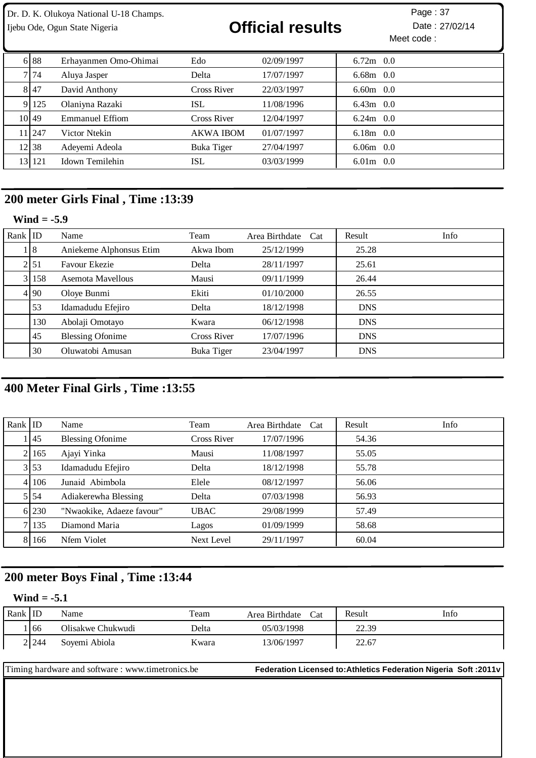| | | | | | |
|---|---|---|---|---|---|
| 6 | 88 | Erhayanmen Omo-Ohimai | Edo | 02/09/1997 | 6.72m 0.0 |
| 7 | 74 | Aluya Jasper | Delta | 17/07/1997 | 6.68m 0.0 |
| 8 | 47 | David Anthony | Cross River | 22/03/1997 | 6.60m 0.0 |
| 9 | 125 | Olaniyna Razaki | ISL | 11/08/1996 | 6.43m 0.0 |
| 10 | 49 | Emmanuel Effiom | Cross River | 12/04/1997 | 6.24m 0.0 |
| 11 | 247 | Victor Ntekin | AKWA IBOM | 01/07/1997 | 6.18m 0.0 |
| 12 | 38 | Adeyemi Adeola | Buka Tiger | 27/04/1997 | 6.06m 0.0 |
| 13 | 121 | Idown Temilehin | ISL | 03/03/1999 | 6.01m 0.0 |

## 200 meter Girls Final , Time :13:39

**Wind = -5.9**

| Rank | ID | Name | Team | Area Birthdate | Cat | Result | Info |
|---|---|---|---|---|---|---|---|
| 1 | 8 | Aniekeme Alphonsus Etim | Akwa Ibom | 25/12/1999 | | 25.28 | |
| 2 | 51 | Favour Ekezie | Delta | 28/11/1997 | | 25.61 | |
| 3 | 158 | Asemota Mavellous | Mausi | 09/11/1999 | | 26.44 | |
| 4 | 90 | Oloye Bunmi | Ekiti | 01/10/2000 | | 26.55 | |
| | 53 | Idamadudu Efejiro | Delta | 18/12/1998 | | DNS | |
| | 130 | Abolaji Omotayo | Kwara | 06/12/1998 | | DNS | |
| | 45 | Blessing Ofonime | Cross River | 17/07/1996 | | DNS | |
| | 30 | Oluwatobi Amusan | Buka Tiger | 23/04/1997 | | DNS | |

## 400 Meter Final Girls , Time :13:55

| Rank | ID | Name | Team | Area Birthdate | Cat | Result | Info |
|---|---|---|---|---|---|---|---|
| 1 | 45 | Blessing Ofonime | Cross River | 17/07/1996 | | 54.36 | |
| 2 | 165 | Ajayi Yinka | Mausi | 11/08/1997 | | 55.05 | |
| 3 | 53 | Idamadudu Efejiro | Delta | 18/12/1998 | | 55.78 | |
| 4 | 106 | Junaid Abimbola | Elele | 08/12/1997 | | 56.06 | |
| 5 | 54 | Adiakerewha Blessing | Delta | 07/03/1998 | | 56.93 | |
| 6 | 230 | "Nwaokike, Adaeze favour" | UBAC | 29/08/1999 | | 57.49 | |
| 7 | 135 | Diamond Maria | Lagos | 01/09/1999 | | 58.68 | |
| 8 | 166 | Nfem Violet | Next Level | 29/11/1997 | | 60.04 | |

## 200 meter Boys Final , Time :13:44

**Wind = -5.1**

| Rank | ID | Name | Team | Area Birthdate | Cat | Result | Info |
|---|---|---|---|---|---|---|---|
| 1 | 66 | Olisakwe Chukwudi | Delta | 05/03/1998 | | 22.39 | |
| 2 | 244 | Soyemi Abiola | Kwara | 13/06/1997 | | 22.67 | |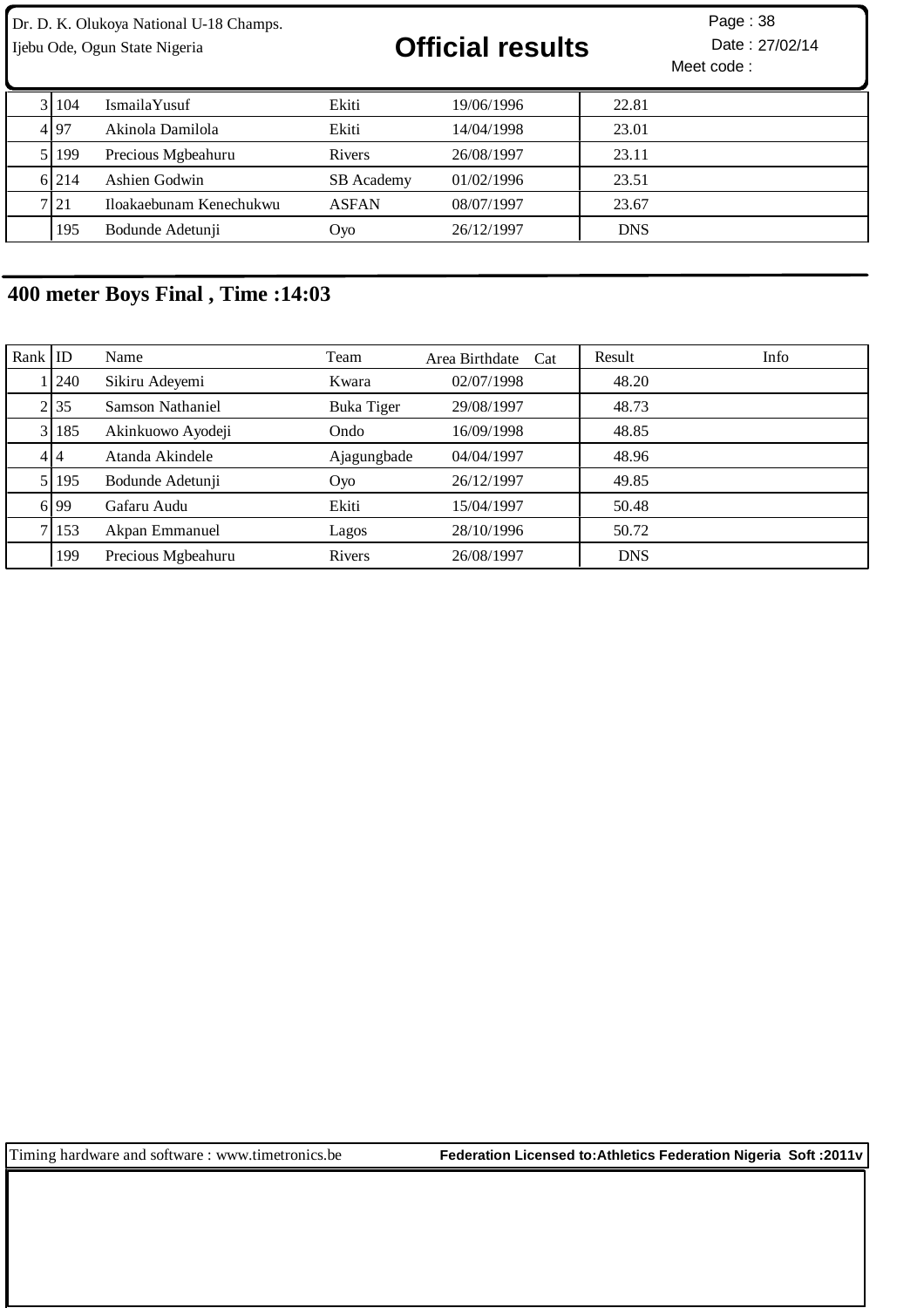| | | | | | | | |
|---|---|---|---|---|---|---|---|
| 3 | 104 | IsmailaYusuf | Ekiti | 19/06/1996 | | 22.81 | |
| 4 | 97 | Akinola Damilola | Ekiti | 14/04/1998 | | 23.01 | |
| 5 | 199 | Precious Mgbeahuru | Rivers | 26/08/1997 | | 23.11 | |
| 6 | 214 | Ashien Godwin | SB Academy | 01/02/1996 | | 23.51 | |
| 7 | 21 | Iloakaebunam Kenechukwu | ASFAN | 08/07/1997 | | 23.67 | |
| | 195 | Bodunde Adetunji | Oyo | 26/12/1997 | | DNS | |

## 400 meter Boys Final , Time :14:03

| Rank | ID | Name | Team | Area Birthdate | Cat | Result | Info |
|---|---|---|---|---|---|---|---|
| 1 | 240 | Sikiru Adeyemi | Kwara | 02/07/1998 | | 48.20 | |
| 2 | 35 | Samson Nathaniel | Buka Tiger | 29/08/1997 | | 48.73 | |
| 3 | 185 | Akinkuowo Ayodeji | Ondo | 16/09/1998 | | 48.85 | |
| 4 | 4 | Atanda Akindele | Ajagungbade | 04/04/1997 | | 48.96 | |
| 5 | 195 | Bodunde Adetunji | Oyo | 26/12/1997 | | 49.85 | |
| 6 | 99 | Gafaru Audu | Ekiti | 15/04/1997 | | 50.48 | |
| 7 | 153 | Akpan Emmanuel | Lagos | 28/10/1996 | | 50.72 | |
| | 199 | Precious Mgbeahuru | Rivers | 26/08/1997 | | DNS | |